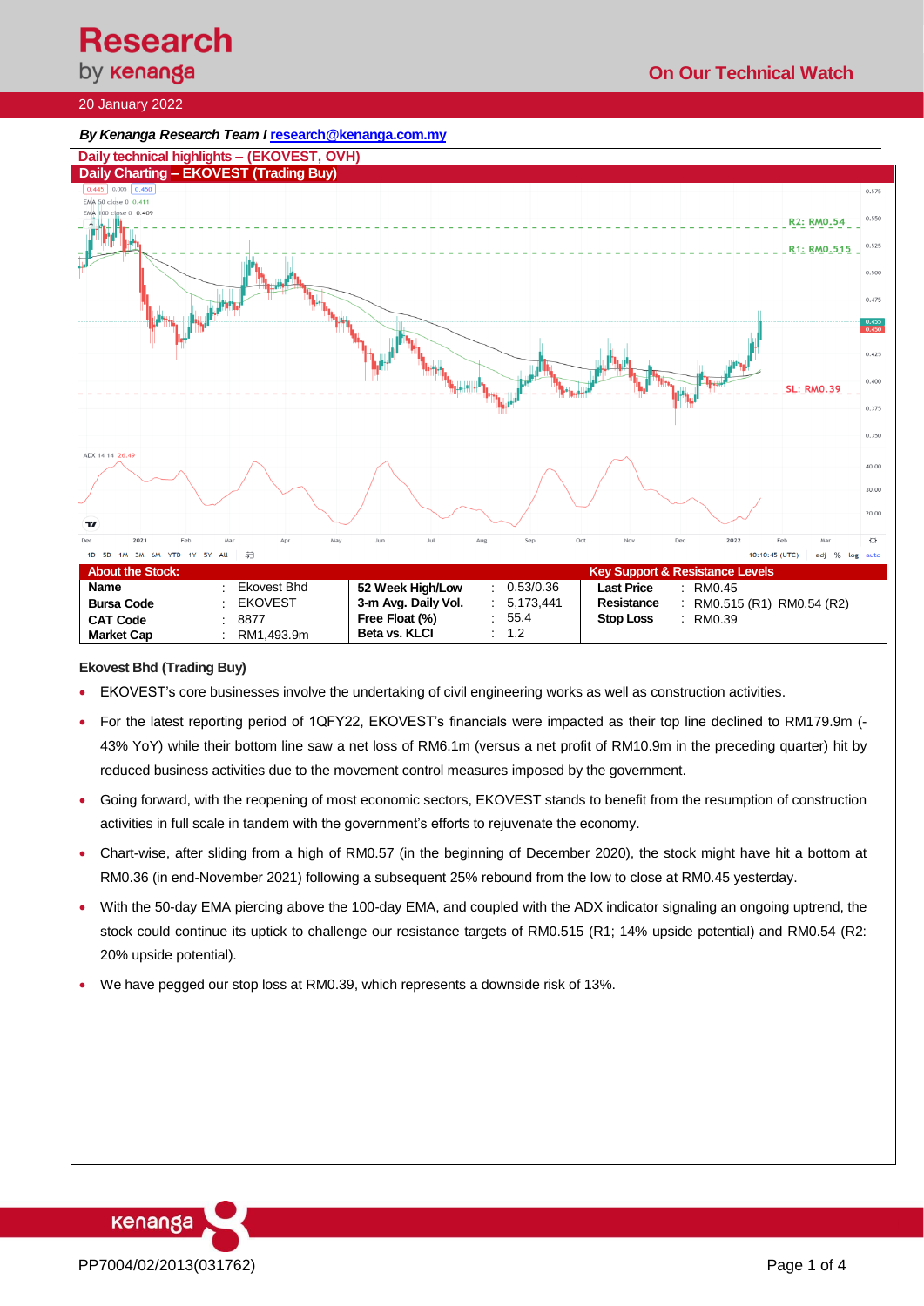# Research by kenanga

## On Our Technical Watch

20 January 2022

***By Kenanga Research Team I research@kenanga.com.my***

**Daily technical highlights – (EKOVEST, OVH)**

**Daily Charting – EKOVEST (Trading Buy)**

| About the Stock: | | | | | | Key Support & Resistance Levels | | |
|---|---|---|---|---|---|---|---|---|
| **Name** | : | Ekovest Bhd | **52 Week High/Low** | : | 0.53/0.36 | **Last Price** | : | RM0.45 |
| **Bursa Code** | : | EKOVEST | **3-m Avg. Daily Vol.** | : | 5,173,441 | **Resistance** | : | RM0.515 (R1) RM0.54 (R2) |
| **CAT Code** | : | 8877 | **Free Float (%)** | : | 55.4 | **Stop Loss** | : | RM0.39 |
| **Market Cap** | : | RM1,493.9m | **Beta vs. KLCI** | : | 1.2 | | | |

**Ekovest Bhd (Trading Buy)**

- EKOVEST's core businesses involve the undertaking of civil engineering works as well as construction activities.
- For the latest reporting period of 1QFY22, EKOVEST's financials were impacted as their top line declined to RM179.9m (-43% YoY) while their bottom line saw a net loss of RM6.1m (versus a net profit of RM10.9m in the preceding quarter) hit by reduced business activities due to the movement control measures imposed by the government.
- Going forward, with the reopening of most economic sectors, EKOVEST stands to benefit from the resumption of construction activities in full scale in tandem with the government's efforts to rejuvenate the economy.
- Chart-wise, after sliding from a high of RM0.57 (in the beginning of December 2020), the stock might have hit a bottom at RM0.36 (in end-November 2021) following a subsequent 25% rebound from the low to close at RM0.45 yesterday.
- With the 50-day EMA piercing above the 100-day EMA, and coupled with the ADX indicator signaling an ongoing uptrend, the stock could continue its uptick to challenge our resistance targets of RM0.515 (R1; 14% upside potential) and RM0.54 (R2: 20% upside potential).
- We have pegged our stop loss at RM0.39, which represents a downside risk of 13%.

PP7004/02/2013(031762)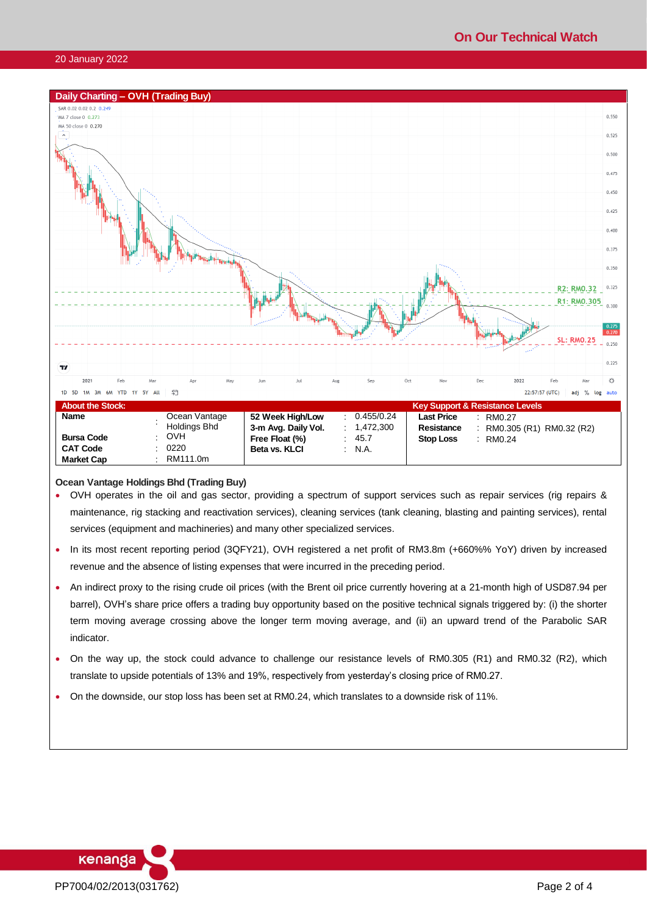## Daily Charting – OVH (Trading Buy)

| About the Stock: | | | | | Key Support & Resistance Levels | |
|---|---|---|---|---|---|---|
| **Name** | : | Ocean Vantage Holdings Bhd | **52 Week High/Low** | : 0.455/0.24 | **Last Price** | : RM0.27 |
| | | | **3-m Avg. Daily Vol.** | : 1,472,300 | **Resistance** | : RM0.305 (R1) RM0.32 (R2) |
| **Bursa Code** | : | OVH | **Free Float (%)** | : 45.7 | **Stop Loss** | : RM0.24 |
| **CAT Code** | : | 0220 | **Beta vs. KLCI** | : N.A. | | |
| **Market Cap** | : | RM111.0m | | | | |

### Ocean Vantage Holdings Bhd (Trading Buy)

- OVH operates in the oil and gas sector, providing a spectrum of support services such as repair services (rig repairs & maintenance, rig stacking and reactivation services), cleaning services (tank cleaning, blasting and painting services), rental services (equipment and machineries) and many other specialized services.
- In its most recent reporting period (3QFY21), OVH registered a net profit of RM3.8m (+660%% YoY) driven by increased revenue and the absence of listing expenses that were incurred in the preceding period.
- An indirect proxy to the rising crude oil prices (with the Brent oil price currently hovering at a 21-month high of USD87.94 per barrel), OVH's share price offers a trading buy opportunity based on the positive technical signals triggered by: (i) the shorter term moving average crossing above the longer term moving average, and (ii) an upward trend of the Parabolic SAR indicator.
- On the way up, the stock could advance to challenge our resistance levels of RM0.305 (R1) and RM0.32 (R2), which translate to upside potentials of 13% and 19%, respectively from yesterday's closing price of RM0.27.
- On the downside, our stop loss has been set at RM0.24, which translates to a downside risk of 11%.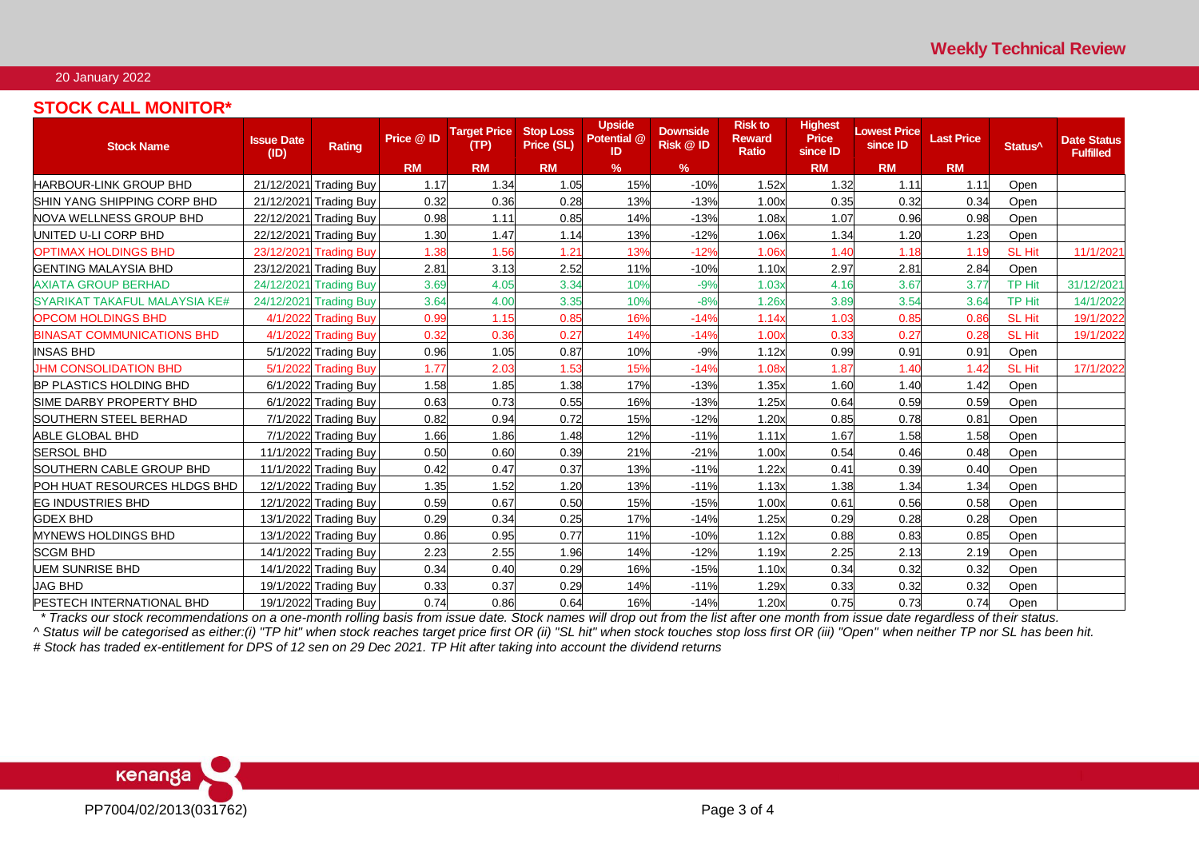Weekly Technical Review

20 January 2022

## STOCK CALL MONITOR*

| Stock Name | Issue Date (ID) | Rating | Price @ ID | Target Price (TP) | Stop Loss Price (SL) | Upside Potential @ ID | Downside Risk @ ID | Risk to Reward Ratio | Highest Price since ID | Lowest Price since ID | Last Price | Status^ | Date Status Fulfilled |
|---|---|---|---|---|---|---|---|---|---|---|---|---|---|
| | | | RM | RM | RM | % | % | | RM | RM | RM | | |
| HARBOUR-LINK GROUP BHD | 21/12/2021 | Trading Buy | 1.17 | 1.34 | 1.05 | 15% | -10% | 1.52x | 1.32 | 1.11 | 1.11 | Open | |
| SHIN YANG SHIPPING CORP BHD | 21/12/2021 | Trading Buy | 0.32 | 0.36 | 0.28 | 13% | -13% | 1.00x | 0.35 | 0.32 | 0.34 | Open | |
| NOVA WELLNESS GROUP BHD | 22/12/2021 | Trading Buy | 0.98 | 1.11 | 0.85 | 14% | -13% | 1.08x | 1.07 | 0.96 | 0.98 | Open | |
| UNITED U-LI CORP BHD | 22/12/2021 | Trading Buy | 1.30 | 1.47 | 1.14 | 13% | -12% | 1.06x | 1.34 | 1.20 | 1.23 | Open | |
| OPTIMAX HOLDINGS BHD | 23/12/2021 | Trading Buy | 1.38 | 1.56 | 1.21 | 13% | -12% | 1.06x | 1.40 | 1.18 | 1.19 | SL Hit | 11/1/2021 |
| GENTING MALAYSIA BHD | 23/12/2021 | Trading Buy | 2.81 | 3.13 | 2.52 | 11% | -10% | 1.10x | 2.97 | 2.81 | 2.84 | Open | |
| AXIATA GROUP BERHAD | 24/12/2021 | Trading Buy | 3.69 | 4.05 | 3.34 | 10% | -9% | 1.03x | 4.16 | 3.67 | 3.77 | TP Hit | 31/12/2021 |
| SYARIKAT TAKAFUL MALAYSIA KE# | 24/12/2021 | Trading Buy | 3.64 | 4.00 | 3.35 | 10% | -8% | 1.26x | 3.89 | 3.54 | 3.64 | TP Hit | 14/1/2022 |
| OPCOM HOLDINGS BHD | 4/1/2022 | Trading Buy | 0.99 | 1.15 | 0.85 | 16% | -14% | 1.14x | 1.03 | 0.85 | 0.86 | SL Hit | 19/1/2022 |
| BINASAT COMMUNICATIONS BHD | 4/1/2022 | Trading Buy | 0.32 | 0.36 | 0.27 | 14% | -14% | 1.00x | 0.33 | 0.27 | 0.28 | SL Hit | 19/1/2022 |
| INSAS BHD | 5/1/2022 | Trading Buy | 0.96 | 1.05 | 0.87 | 10% | -9% | 1.12x | 0.99 | 0.91 | 0.91 | Open | |
| JHM CONSOLIDATION BHD | 5/1/2022 | Trading Buy | 1.77 | 2.03 | 1.53 | 15% | -14% | 1.08x | 1.87 | 1.40 | 1.42 | SL Hit | 17/1/2022 |
| BP PLASTICS HOLDING BHD | 6/1/2022 | Trading Buy | 1.58 | 1.85 | 1.38 | 17% | -13% | 1.35x | 1.60 | 1.40 | 1.42 | Open | |
| SIME DARBY PROPERTY BHD | 6/1/2022 | Trading Buy | 0.63 | 0.73 | 0.55 | 16% | -13% | 1.25x | 0.64 | 0.59 | 0.59 | Open | |
| SOUTHERN STEEL BERHAD | 7/1/2022 | Trading Buy | 0.82 | 0.94 | 0.72 | 15% | -12% | 1.20x | 0.85 | 0.78 | 0.81 | Open | |
| ABLE GLOBAL BHD | 7/1/2022 | Trading Buy | 1.66 | 1.86 | 1.48 | 12% | -11% | 1.11x | 1.67 | 1.58 | 1.58 | Open | |
| SERSOL BHD | 11/1/2022 | Trading Buy | 0.50 | 0.60 | 0.39 | 21% | -21% | 1.00x | 0.54 | 0.46 | 0.48 | Open | |
| SOUTHERN CABLE GROUP BHD | 11/1/2022 | Trading Buy | 0.42 | 0.47 | 0.37 | 13% | -11% | 1.22x | 0.41 | 0.39 | 0.40 | Open | |
| POH HUAT RESOURCES HLDGS BHD | 12/1/2022 | Trading Buy | 1.35 | 1.52 | 1.20 | 13% | -11% | 1.13x | 1.38 | 1.34 | 1.34 | Open | |
| EG INDUSTRIES BHD | 12/1/2022 | Trading Buy | 0.59 | 0.67 | 0.50 | 15% | -15% | 1.00x | 0.61 | 0.56 | 0.58 | Open | |
| GDEX BHD | 13/1/2022 | Trading Buy | 0.29 | 0.34 | 0.25 | 17% | -14% | 1.25x | 0.29 | 0.28 | 0.28 | Open | |
| MYNEWS HOLDINGS BHD | 13/1/2022 | Trading Buy | 0.86 | 0.95 | 0.77 | 11% | -10% | 1.12x | 0.88 | 0.83 | 0.85 | Open | |
| SCGM BHD | 14/1/2022 | Trading Buy | 2.23 | 2.55 | 1.96 | 14% | -12% | 1.19x | 2.25 | 2.13 | 2.19 | Open | |
| UEM SUNRISE BHD | 14/1/2022 | Trading Buy | 0.34 | 0.40 | 0.29 | 16% | -15% | 1.10x | 0.34 | 0.32 | 0.32 | Open | |
| JAG BHD | 19/1/2022 | Trading Buy | 0.33 | 0.37 | 0.29 | 14% | -11% | 1.29x | 0.33 | 0.32 | 0.32 | Open | |
| PESTECH INTERNATIONAL BHD | 19/1/2022 | Trading Buy | 0.74 | 0.86 | 0.64 | 16% | -14% | 1.20x | 0.75 | 0.73 | 0.74 | Open | |

*\* Tracks our stock recommendations on a one-month rolling basis from issue date. Stock names will drop out from the list after one month from issue date regardless of their status.*

*^ Status will be categorised as either:(i) "TP hit" when stock reaches target price first OR (ii) "SL hit" when stock touches stop loss first OR (iii) "Open" when neither TP nor SL has been hit.*

*# Stock has traded ex-entitlement for DPS of 12 sen on 29 Dec 2021. TP Hit after taking into account the dividend returns*

PP7004/02/2013(031762)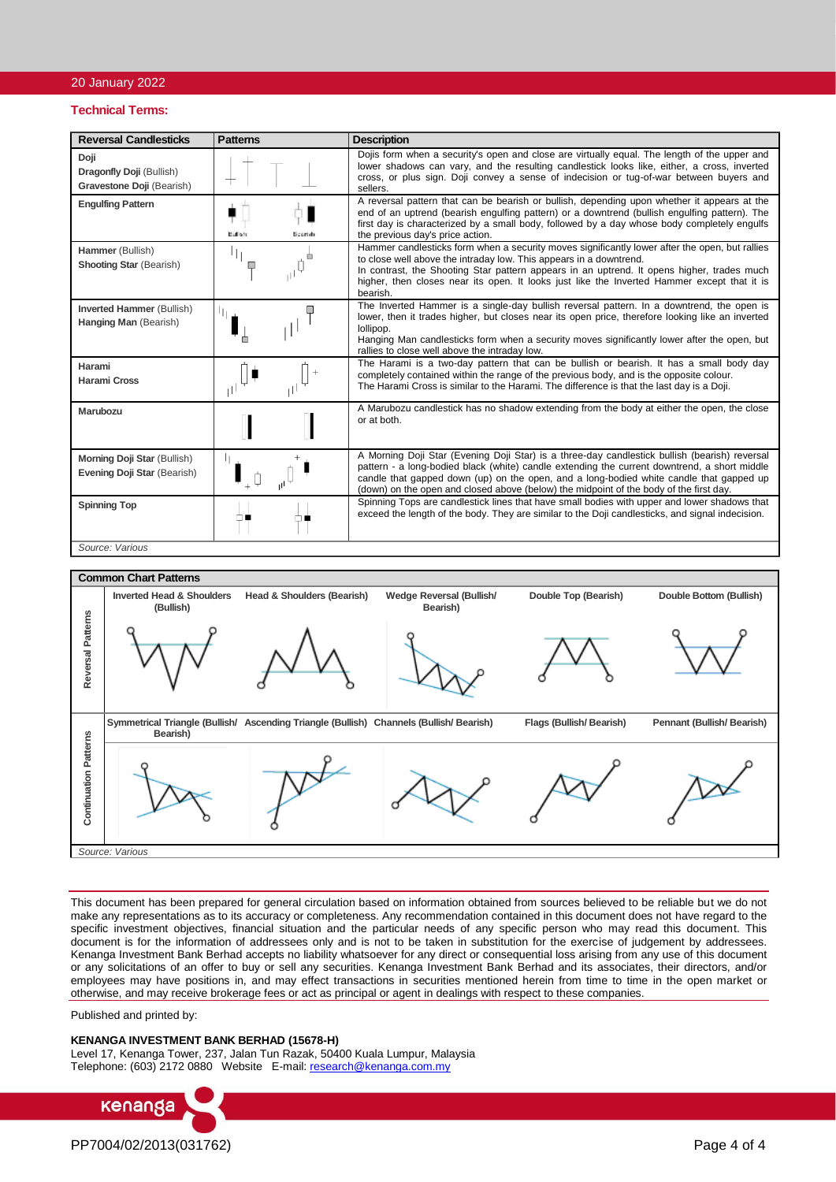20 January 2022

## Technical Terms:

| Reversal Candlesticks | Patterns | Description |
|---|---|---|
| **Doji**<br>**Dragonfly Doji** (Bullish)<br>**Gravestone Doji** (Bearish) | | Dojis form when a security's open and close are virtually equal. The length of the upper and lower shadows can vary, and the resulting candlestick looks like, either, a cross, inverted cross, or plus sign. Doji convey a sense of indecision or tug-of-war between buyers and sellers. |
| **Engulfing Pattern** | Bullish Bearish | A reversal pattern that can be bearish or bullish, depending upon whether it appears at the end of an uptrend (bearish engulfing pattern) or a downtrend (bullish engulfing pattern). The first day is characterized by a small body, followed by a day whose body completely engulfs the previous day's price action. |
| **Hammer** (Bullish)<br>**Shooting Star** (Bearish) | | Hammer candlesticks form when a security moves significantly lower after the open, but rallies to close well above the intraday low. This appears in a downtrend.<br>In contrast, the Shooting Star pattern appears in an uptrend. It opens higher, trades much higher, then closes near its open. It looks just like the Inverted Hammer except that it is bearish. |
| **Inverted Hammer** (Bullish)<br>**Hanging Man** (Bearish) | | The Inverted Hammer is a single-day bullish reversal pattern. In a downtrend, the open is lower, then it trades higher, but closes near its open price, therefore looking like an inverted lollipop.<br>Hanging Man candlesticks form when a security moves significantly lower after the open, but rallies to close well above the intraday low. |
| **Harami**<br>**Harami Cross** | | The Harami is a two-day pattern that can be bullish or bearish. It has a small body day completely contained within the range of the previous body, and is the opposite colour.<br>The Harami Cross is similar to the Harami. The difference is that the last day is a Doji. |
| **Marubozu** | | A Marubozu candlestick has no shadow extending from the body at either the open, the close or at both. |
| **Morning Doji Star** (Bullish)<br>**Evening Doji Star** (Bearish) | | A Morning Doji Star (Evening Doji Star) is a three-day candlestick bullish (bearish) reversal pattern - a long-bodied black (white) candle extending the current downtrend, a short middle candle that gapped down (up) on the open, and a long-bodied white candle that gapped up (down) on the open and closed above (below) the midpoint of the body of the first day. |
| **Spinning Top** | | Spinning Tops are candlestick lines that have small bodies with upper and lower shadows that exceed the length of the body. They are similar to the Doji candlesticks, and signal indecision. |

*Source: Various*

### Common Chart Patterns

**Reversal Patterns**

Inverted Head & Shoulders (Bullish)

Head & Shoulders (Bearish)

Wedge Reversal (Bullish/ Bearish)

Double Top (Bearish)

Double Bottom (Bullish)

**Continuation Patterns**

Symmetrical Triangle (Bullish/ Bearish)

Ascending Triangle (Bullish)

Channels (Bullish/ Bearish)

Flags (Bullish/ Bearish)

Pennant (Bullish/ Bearish)

*Source: Various*

This document has been prepared for general circulation based on information obtained from sources believed to be reliable but we do not make any representations as to its accuracy or completeness. Any recommendation contained in this document does not have regard to the specific investment objectives, financial situation and the particular needs of any specific person who may read this document. This document is for the information of addressees only and is not to be taken in substitution for the exercise of judgement by addressees. Kenanga Investment Bank Berhad accepts no liability whatsoever for any direct or consequential loss arising from any use of this document or any solicitations of an offer to buy or sell any securities. Kenanga Investment Bank Berhad and its associates, their directors, and/or employees may have positions in, and may effect transactions in securities mentioned herein from time to time in the open market or otherwise, and may receive brokerage fees or act as principal or agent in dealings with respect to these companies.

Published and printed by:

**KENANGA INVESTMENT BANK BERHAD (15678-H)**
Level 17, Kenanga Tower, 237, Jalan Tun Razak, 50400 Kuala Lumpur, Malaysia
Telephone: (603) 2172 0880 Website E-mail: research@kenanga.com.my

kenanga

PP7004/02/2013(031762)